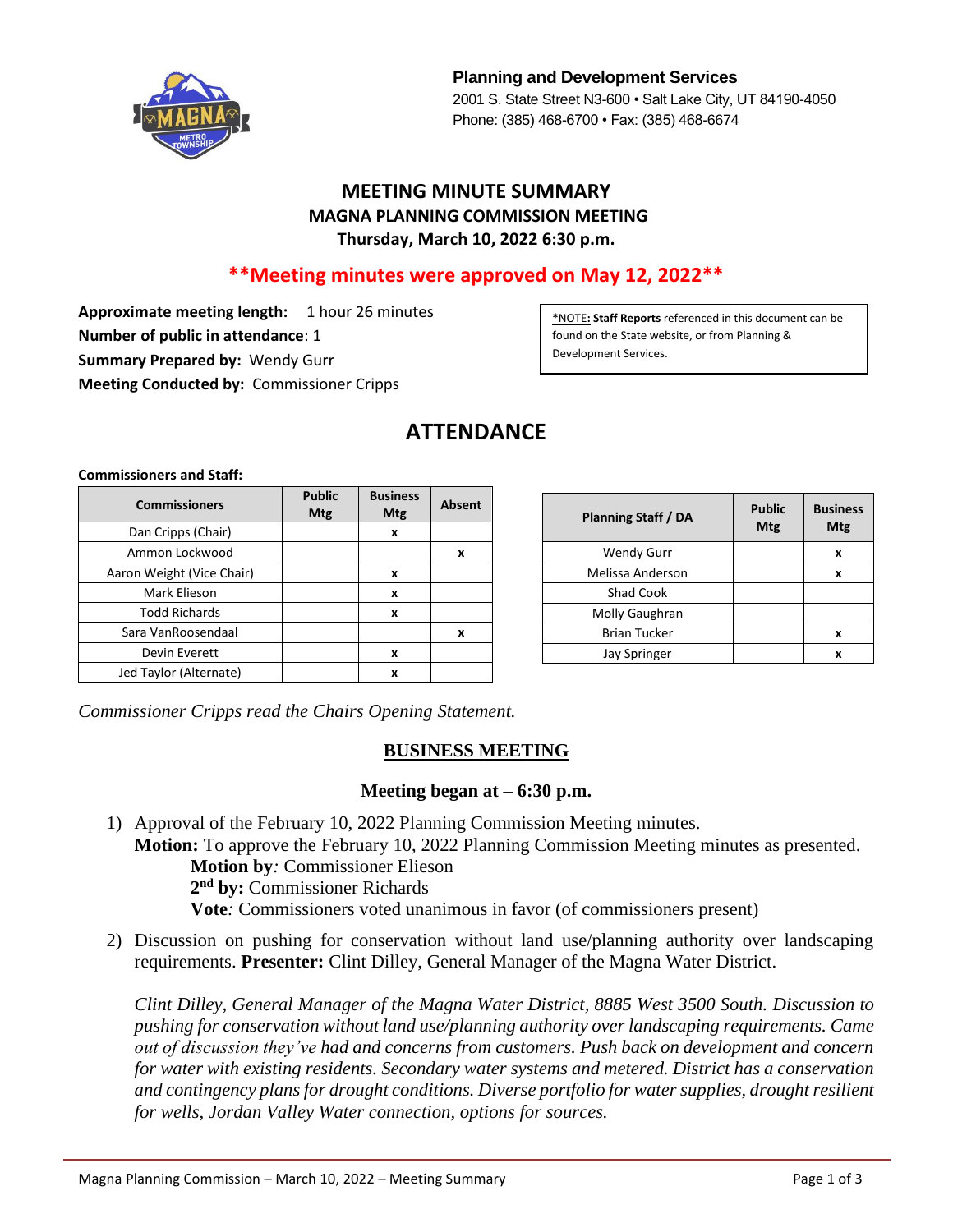**Planning and Development Services**
2001 S. State Street N3-600 • Salt Lake City, UT 84190-4050
Phone: (385) 468-6700 • Fax: (385) 468-6674

# MEETING MINUTE SUMMARY
## MAGNA PLANNING COMMISSION MEETING
### Thursday, March 10, 2022 6:30 p.m.

**\*\*Meeting minutes were approved on May 12, 2022\*\***

**Approximate meeting length:** 1 hour 26 minutes
**Number of public in attendance**: 1
**Summary Prepared by:** Wendy Gurr
**Meeting Conducted by:** Commissioner Cripps

*NOTE: **Staff Reports** referenced in this document can be found on the State website, or from Planning & Development Services.

## ATTENDANCE

**Commissioners and Staff:**

| Commissioners | Public Mtg | Business Mtg | Absent |
|---|---|---|---|
| Dan Cripps (Chair) | | x | |
| Ammon Lockwood | | | x |
| Aaron Weight (Vice Chair) | | x | |
| Mark Elieson | | x | |
| Todd Richards | | x | |
| Sara VanRoosendaal | | | x |
| Devin Everett | | x | |
| Jed Taylor (Alternate) | | x | |

| Planning Staff / DA | Public Mtg | Business Mtg |
|---|---|---|
| Wendy Gurr | | x |
| Melissa Anderson | | x |
| Shad Cook | | |
| Molly Gaughran | | |
| Brian Tucker | | x |
| Jay Springer | | x |

*Commissioner Cripps read the Chairs Opening Statement.*

## BUSINESS MEETING

**Meeting began at – 6:30 p.m.**

1) Approval of the February 10, 2022 Planning Commission Meeting minutes.
   **Motion:** To approve the February 10, 2022 Planning Commission Meeting minutes as presented.
   **Motion by***:* Commissioner Elieson
   **2nd by:** Commissioner Richards
   **Vote***:* Commissioners voted unanimous in favor (of commissioners present)

2) Discussion on pushing for conservation without land use/planning authority over landscaping requirements. **Presenter:** Clint Dilley, General Manager of the Magna Water District.

   *Clint Dilley, General Manager of the Magna Water District, 8885 West 3500 South. Discussion to pushing for conservation without land use/planning authority over landscaping requirements. Came out of discussion they've had and concerns from customers. Push back on development and concern for water with existing residents. Secondary water systems and metered. District has a conservation and contingency plans for drought conditions. Diverse portfolio for water supplies, drought resilient for wells, Jordan Valley Water connection, options for sources.*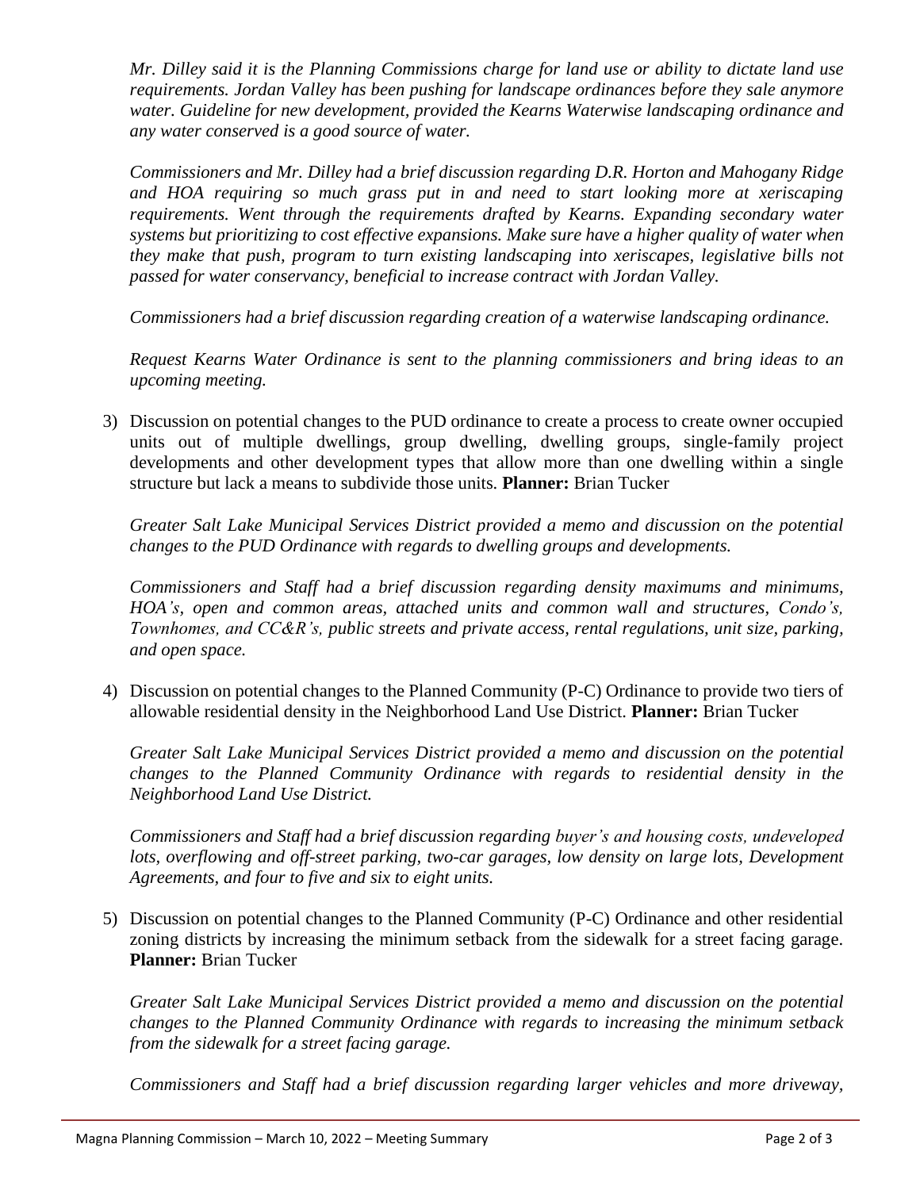*Mr. Dilley said it is the Planning Commissions charge for land use or ability to dictate land use requirements. Jordan Valley has been pushing for landscape ordinances before they sale anymore water. Guideline for new development, provided the Kearns Waterwise landscaping ordinance and any water conserved is a good source of water.*

*Commissioners and Mr. Dilley had a brief discussion regarding D.R. Horton and Mahogany Ridge and HOA requiring so much grass put in and need to start looking more at xeriscaping requirements. Went through the requirements drafted by Kearns. Expanding secondary water systems but prioritizing to cost effective expansions. Make sure have a higher quality of water when they make that push, program to turn existing landscaping into xeriscapes, legislative bills not passed for water conservancy, beneficial to increase contract with Jordan Valley.*

*Commissioners had a brief discussion regarding creation of a waterwise landscaping ordinance.*

*Request Kearns Water Ordinance is sent to the planning commissioners and bring ideas to an upcoming meeting.*

3) Discussion on potential changes to the PUD ordinance to create a process to create owner occupied units out of multiple dwellings, group dwelling, dwelling groups, single-family project developments and other development types that allow more than one dwelling within a single structure but lack a means to subdivide those units. **Planner:** Brian Tucker

   *Greater Salt Lake Municipal Services District provided a memo and discussion on the potential changes to the PUD Ordinance with regards to dwelling groups and developments.*

   *Commissioners and Staff had a brief discussion regarding density maximums and minimums, HOA's, open and common areas, attached units and common wall and structures, Condo's, Townhomes, and CC&R's, public streets and private access, rental regulations, unit size, parking, and open space.*

4) Discussion on potential changes to the Planned Community (P-C) Ordinance to provide two tiers of allowable residential density in the Neighborhood Land Use District. **Planner:** Brian Tucker

   *Greater Salt Lake Municipal Services District provided a memo and discussion on the potential changes to the Planned Community Ordinance with regards to residential density in the Neighborhood Land Use District.*

   *Commissioners and Staff had a brief discussion regarding buyer's and housing costs, undeveloped lots, overflowing and off-street parking, two-car garages, low density on large lots, Development Agreements, and four to five and six to eight units.*

5) Discussion on potential changes to the Planned Community (P-C) Ordinance and other residential zoning districts by increasing the minimum setback from the sidewalk for a street facing garage. **Planner:** Brian Tucker

   *Greater Salt Lake Municipal Services District provided a memo and discussion on the potential changes to the Planned Community Ordinance with regards to increasing the minimum setback from the sidewalk for a street facing garage.*

   *Commissioners and Staff had a brief discussion regarding larger vehicles and more driveway,*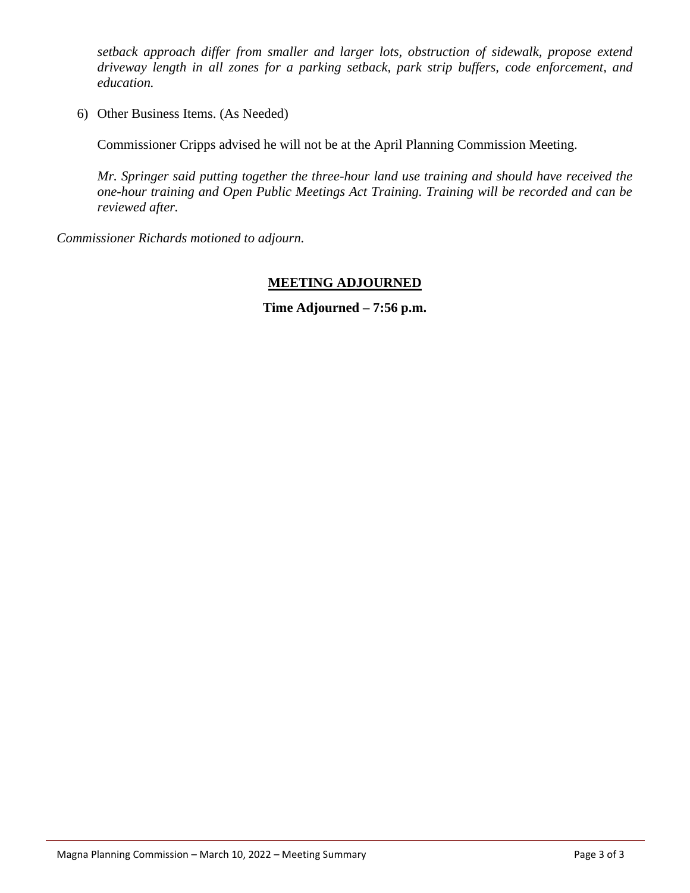*setback approach differ from smaller and larger lots, obstruction of sidewalk, propose extend driveway length in all zones for a parking setback, park strip buffers, code enforcement, and education.*

6) Other Business Items. (As Needed)

Commissioner Cripps advised he will not be at the April Planning Commission Meeting.

*Mr. Springer said putting together the three-hour land use training and should have received the one-hour training and Open Public Meetings Act Training. Training will be recorded and can be reviewed after.*

*Commissioner Richards motioned to adjourn.*

**MEETING ADJOURNED**

**Time Adjourned – 7:56 p.m.**